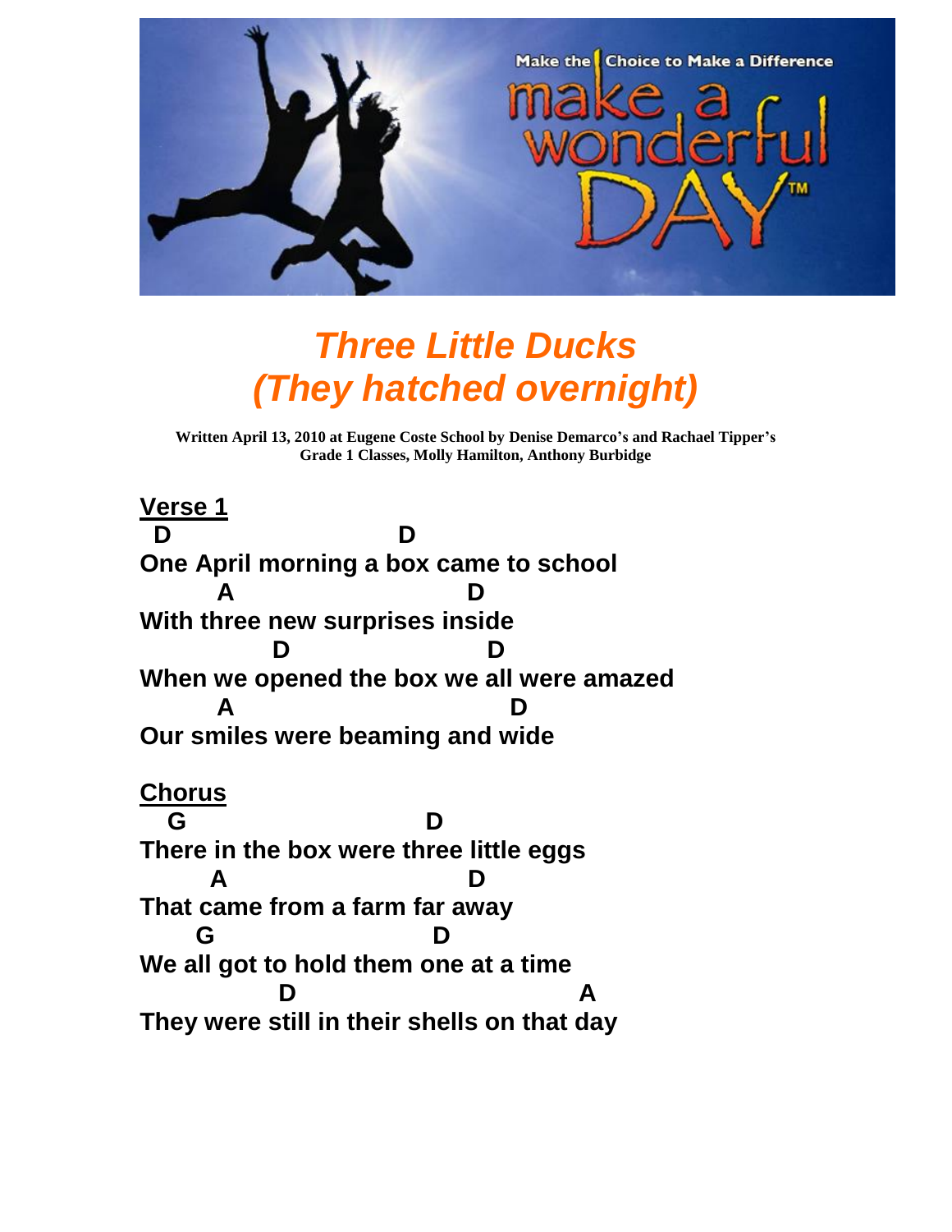# *Three Little Ducks (They hatched overnight)*

**Written April 13, 2010 at Eugene Coste School by Denise Demarco's and Rachael Tipper's Grade 1 Classes, Molly Hamilton, Anthony Burbidge**

**Verse 1**

```
 D                         D
One April morning a box came to school
        A                        D
With three new surprises inside
              D                    D
When we opened the box we all were amazed
        A                              D
Our smiles were beaming and wide
```

**Chorus**

```
   G                         D
There in the box were three little eggs
       A                       D
That came from a farm far away
      G                        D
We all got to hold them one at a time
              D                              A
They were still in their shells on that day
```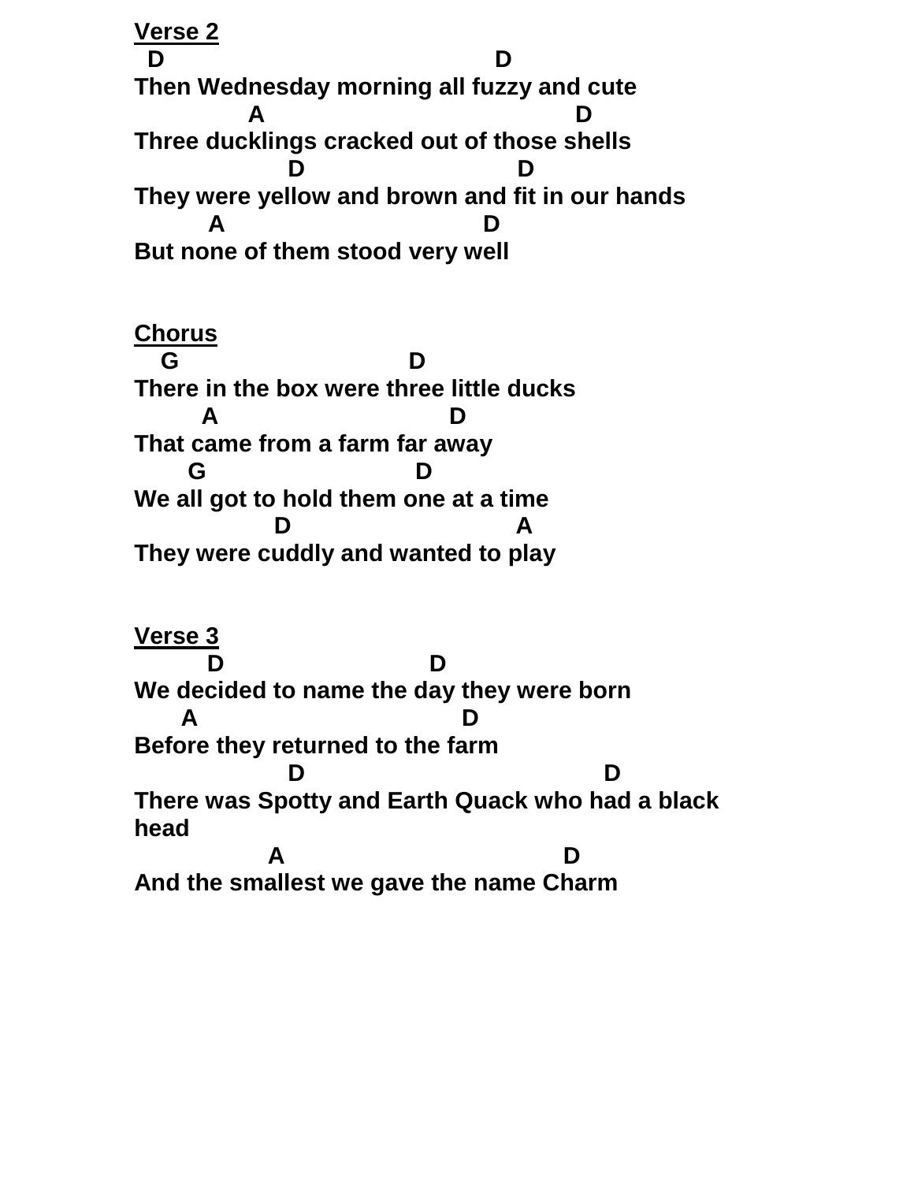<u>**Verse 2**</u>

```
  D                                    D
Then Wednesday morning all fuzzy and cute
          A                                 D
Three ducklings cracked out of those shells
              D                        D
They were yellow and brown and fit in our hands
      A                             D
But none of them stood very well
```

<u>**Chorus**</u>

```
   G                          D
There in the box were three little ducks
      A                             D
That came from a farm far away
     G                         D
We all got to hold them one at a time
             D                          A
They were cuddly and wanted to play
```

<u>**Verse 3**</u>

```
      D                         D
We decided to name the day they were born
    A                              D
Before they returned to the farm
              D                                  D
There was Spotty and Earth Quack who had a black
head
            A                              D
And the smallest we gave the name Charm
```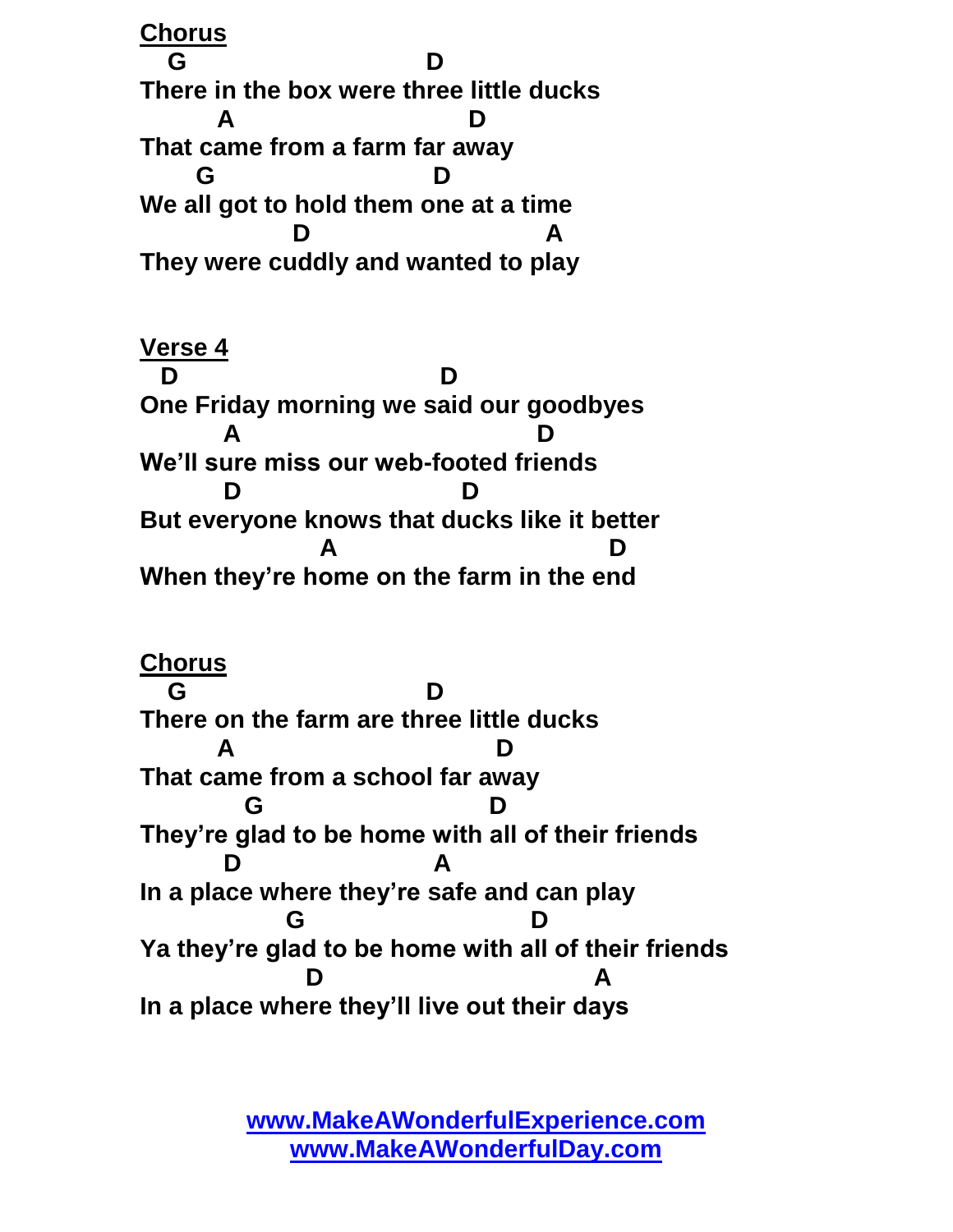**Chorus**

```
   G                         D
There in the box were three little ducks
        A                       D
That came from a farm far away
      G                      D
We all got to hold them one at a time
                D                         A
They were cuddly and wanted to play
```

**Verse 4**

```
  D                           D
One Friday morning we said our goodbyes
         A                            D
We'll sure miss our web-footed friends
         D                        D
But everyone knows that ducks like it better
                  A                            D
When they're home on the farm in the end
```

**Chorus**

```
   G                         D
There on the farm are three little ducks
        A                          D
That came from a school far away
           G                          D
They're glad to be home with all of their friends
         D                      A
In a place where they're safe and can play
               G                          D
Ya they're glad to be home with all of their friends
                 D                            A
In a place where they'll live out their days
```

www.MakeAWonderfulExperience.com
www.MakeAWonderfulDay.com